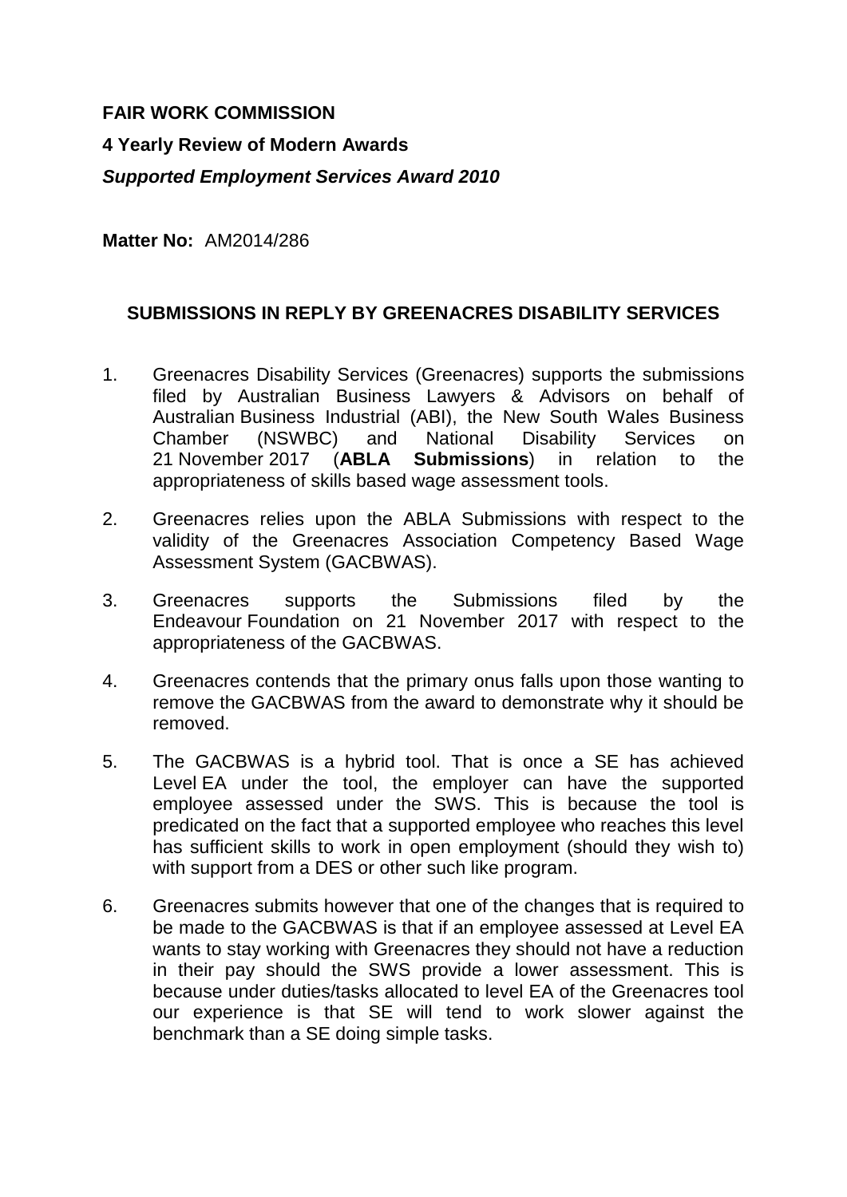**FAIR WORK COMMISSION**

**4 Yearly Review of Modern Awards**

***Supported Employment Services Award 2010***

**Matter No:** AM2014/286

## SUBMISSIONS IN REPLY BY GREENACRES DISABILITY SERVICES

1. Greenacres Disability Services (Greenacres) supports the submissions filed by Australian Business Lawyers & Advisors on behalf of Australian Business Industrial (ABI), the New South Wales Business Chamber (NSWBC) and National Disability Services on 21 November 2017 (**ABLA Submissions**) in relation to the appropriateness of skills based wage assessment tools.

2. Greenacres relies upon the ABLA Submissions with respect to the validity of the Greenacres Association Competency Based Wage Assessment System (GACBWAS).

3. Greenacres supports the Submissions filed by the Endeavour Foundation on 21 November 2017 with respect to the appropriateness of the GACBWAS.

4. Greenacres contends that the primary onus falls upon those wanting to remove the GACBWAS from the award to demonstrate why it should be removed.

5. The GACBWAS is a hybrid tool. That is once a SE has achieved Level EA under the tool, the employer can have the supported employee assessed under the SWS. This is because the tool is predicated on the fact that a supported employee who reaches this level has sufficient skills to work in open employment (should they wish to) with support from a DES or other such like program.

6. Greenacres submits however that one of the changes that is required to be made to the GACBWAS is that if an employee assessed at Level EA wants to stay working with Greenacres they should not have a reduction in their pay should the SWS provide a lower assessment. This is because under duties/tasks allocated to level EA of the Greenacres tool our experience is that SE will tend to work slower against the benchmark than a SE doing simple tasks.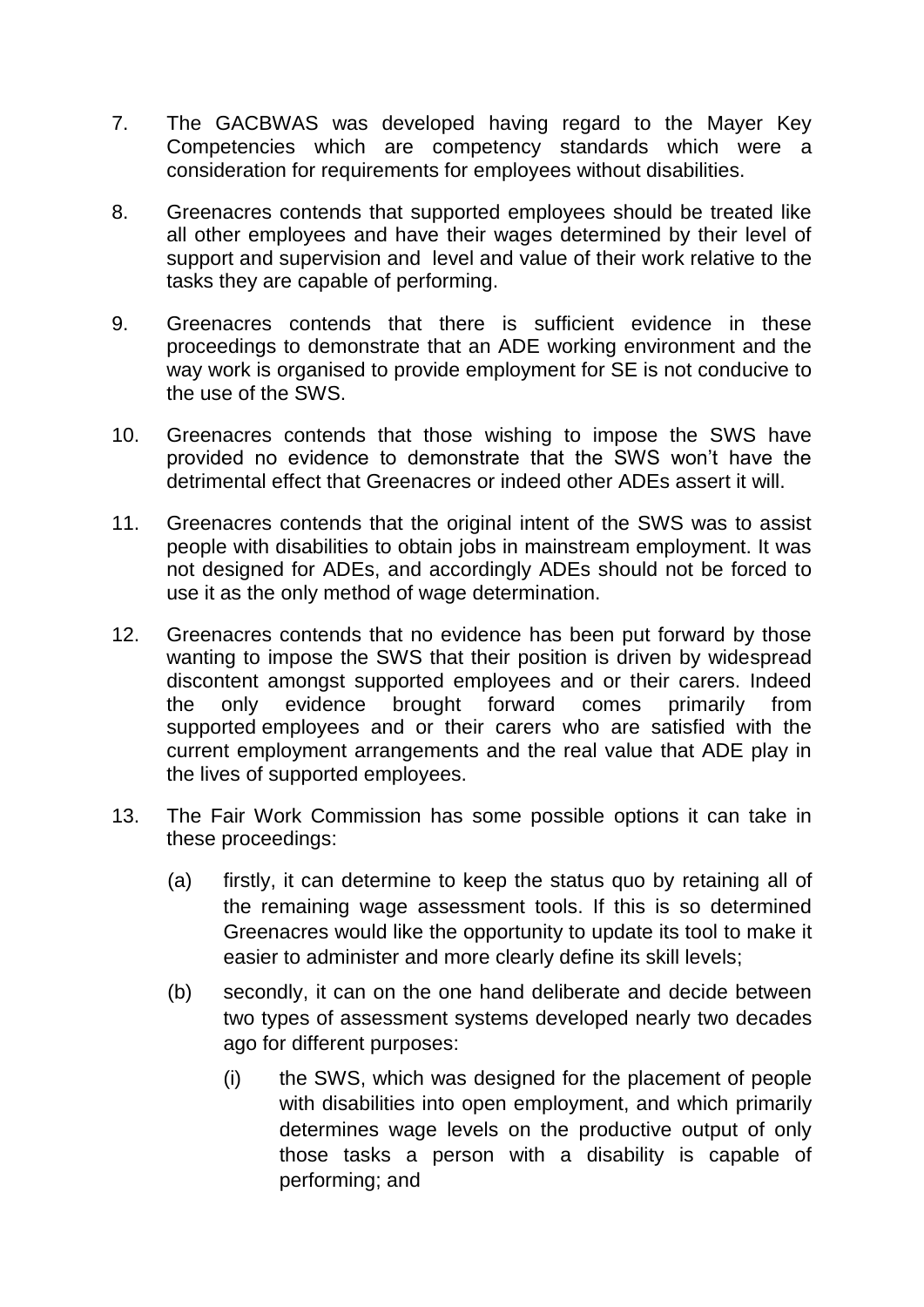7. The GACBWAS was developed having regard to the Mayer Key Competencies which are competency standards which were a consideration for requirements for employees without disabilities.

8. Greenacres contends that supported employees should be treated like all other employees and have their wages determined by their level of support and supervision and level and value of their work relative to the tasks they are capable of performing.

9. Greenacres contends that there is sufficient evidence in these proceedings to demonstrate that an ADE working environment and the way work is organised to provide employment for SE is not conducive to the use of the SWS.

10. Greenacres contends that those wishing to impose the SWS have provided no evidence to demonstrate that the SWS won't have the detrimental effect that Greenacres or indeed other ADEs assert it will.

11. Greenacres contends that the original intent of the SWS was to assist people with disabilities to obtain jobs in mainstream employment. It was not designed for ADEs, and accordingly ADEs should not be forced to use it as the only method of wage determination.

12. Greenacres contends that no evidence has been put forward by those wanting to impose the SWS that their position is driven by widespread discontent amongst supported employees and or their carers. Indeed the only evidence brought forward comes primarily from supported employees and or their carers who are satisfied with the current employment arrangements and the real value that ADE play in the lives of supported employees.

13. The Fair Work Commission has some possible options it can take in these proceedings:

    (a) firstly, it can determine to keep the status quo by retaining all of the remaining wage assessment tools. If this is so determined Greenacres would like the opportunity to update its tool to make it easier to administer and more clearly define its skill levels;

    (b) secondly, it can on the one hand deliberate and decide between two types of assessment systems developed nearly two decades ago for different purposes:

        (i) the SWS, which was designed for the placement of people with disabilities into open employment, and which primarily determines wage levels on the productive output of only those tasks a person with a disability is capable of performing; and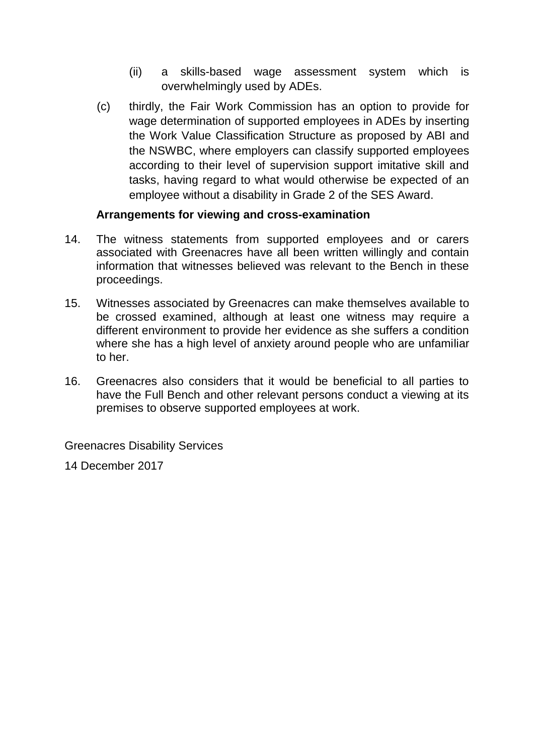(ii) a skills-based wage assessment system which is overwhelmingly used by ADEs.

(c) thirdly, the Fair Work Commission has an option to provide for wage determination of supported employees in ADEs by inserting the Work Value Classification Structure as proposed by ABI and the NSWBC, where employers can classify supported employees according to their level of supervision support imitative skill and tasks, having regard to what would otherwise be expected of an employee without a disability in Grade 2 of the SES Award.

**Arrangements for viewing and cross-examination**

14. The witness statements from supported employees and or carers associated with Greenacres have all been written willingly and contain information that witnesses believed was relevant to the Bench in these proceedings.

15. Witnesses associated by Greenacres can make themselves available to be crossed examined, although at least one witness may require a different environment to provide her evidence as she suffers a condition where she has a high level of anxiety around people who are unfamiliar to her.

16. Greenacres also considers that it would be beneficial to all parties to have the Full Bench and other relevant persons conduct a viewing at its premises to observe supported employees at work.

Greenacres Disability Services

14 December 2017